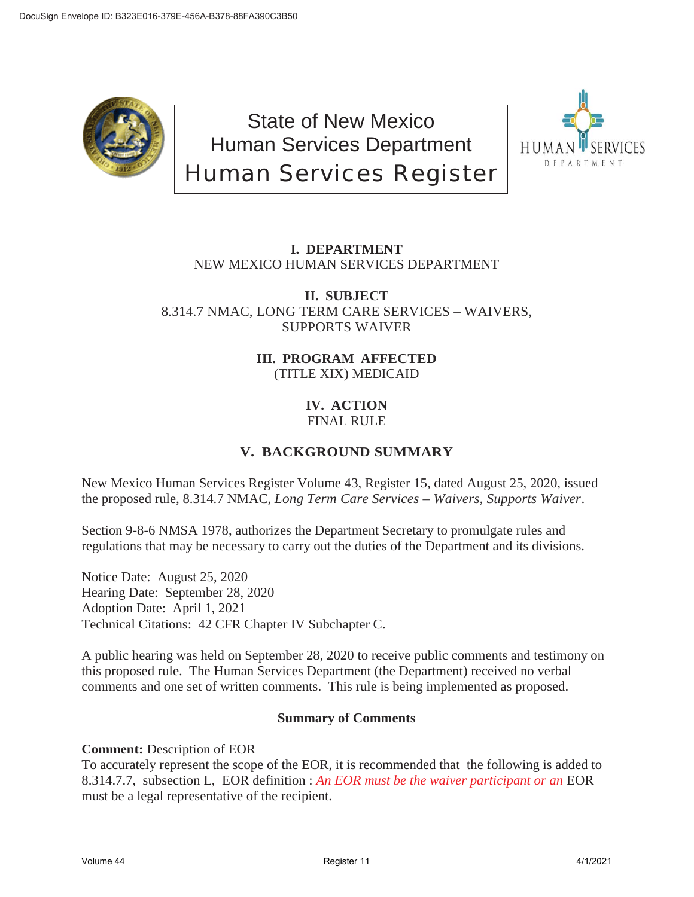# State of New Mexico
# Human Services Department
# Human Services Register

## I. DEPARTMENT
NEW MEXICO HUMAN SERVICES DEPARTMENT

## II. SUBJECT
8.314.7 NMAC, LONG TERM CARE SERVICES – WAIVERS, SUPPORTS WAIVER

## III. PROGRAM AFFECTED
(TITLE XIX) MEDICAID

## IV. ACTION
FINAL RULE

## V. BACKGROUND SUMMARY

New Mexico Human Services Register Volume 43, Register 15, dated August 25, 2020, issued the proposed rule, 8.314.7 NMAC, *Long Term Care Services – Waivers, Supports Waiver*.

Section 9-8-6 NMSA 1978, authorizes the Department Secretary to promulgate rules and regulations that may be necessary to carry out the duties of the Department and its divisions.

Notice Date: August 25, 2020
Hearing Date: September 28, 2020
Adoption Date: April 1, 2021
Technical Citations: 42 CFR Chapter IV Subchapter C.

A public hearing was held on September 28, 2020 to receive public comments and testimony on this proposed rule. The Human Services Department (the Department) received no verbal comments and one set of written comments. This rule is being implemented as proposed.

### Summary of Comments

**Comment:** Description of EOR
To accurately represent the scope of the EOR, it is recommended that the following is added to 8.314.7.7, subsection L, EOR definition : *An EOR must be the waiver participant or an* EOR must be a legal representative of the recipient.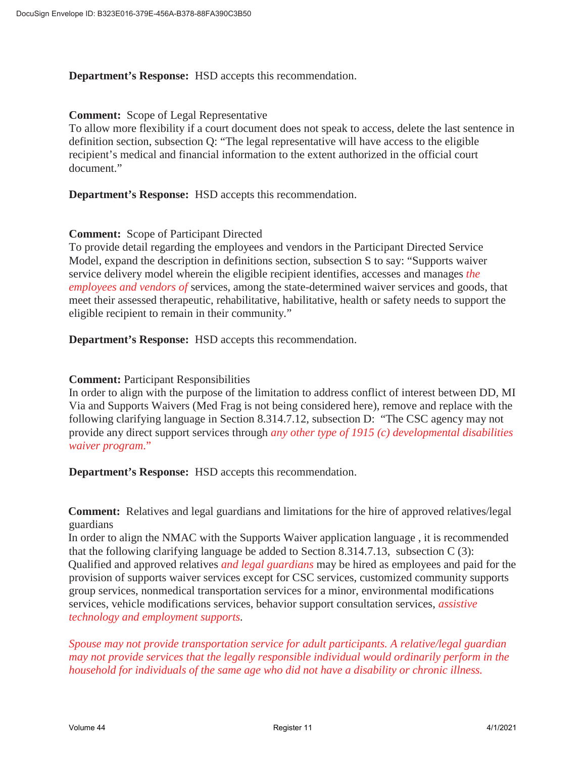**Department's Response:** HSD accepts this recommendation.

**Comment:** Scope of Legal Representative
To allow more flexibility if a court document does not speak to access, delete the last sentence in definition section, subsection Q: "The legal representative will have access to the eligible recipient's medical and financial information to the extent authorized in the official court document."

**Department's Response:** HSD accepts this recommendation.

**Comment:** Scope of Participant Directed
To provide detail regarding the employees and vendors in the Participant Directed Service Model, expand the description in definitions section, subsection S to say: "Supports waiver service delivery model wherein the eligible recipient identifies, accesses and manages *the employees and vendors of* services, among the state-determined waiver services and goods, that meet their assessed therapeutic, rehabilitative, habilitative, health or safety needs to support the eligible recipient to remain in their community."

**Department's Response:** HSD accepts this recommendation.

**Comment:** Participant Responsibilities
In order to align with the purpose of the limitation to address conflict of interest between DD, MI Via and Supports Waivers (Med Frag is not being considered here), remove and replace with the following clarifying language in Section 8.314.7.12, subsection D: "The CSC agency may not provide any direct support services through *any other type of 1915 (c) developmental disabilities waiver program*."

**Department's Response:** HSD accepts this recommendation.

**Comment:** Relatives and legal guardians and limitations for the hire of approved relatives/legal guardians
In order to align the NMAC with the Supports Waiver application language , it is recommended that the following clarifying language be added to Section 8.314.7.13, subsection C (3): Qualified and approved relatives *and legal guardians* may be hired as employees and paid for the provision of supports waiver services except for CSC services, customized community supports group services, nonmedical transportation services for a minor, environmental modifications services, vehicle modifications services, behavior support consultation services, *assistive technology and employment supports.*

*Spouse may not provide transportation service for adult participants. A relative/legal guardian may not provide services that the legally responsible individual would ordinarily perform in the household for individuals of the same age who did not have a disability or chronic illness.*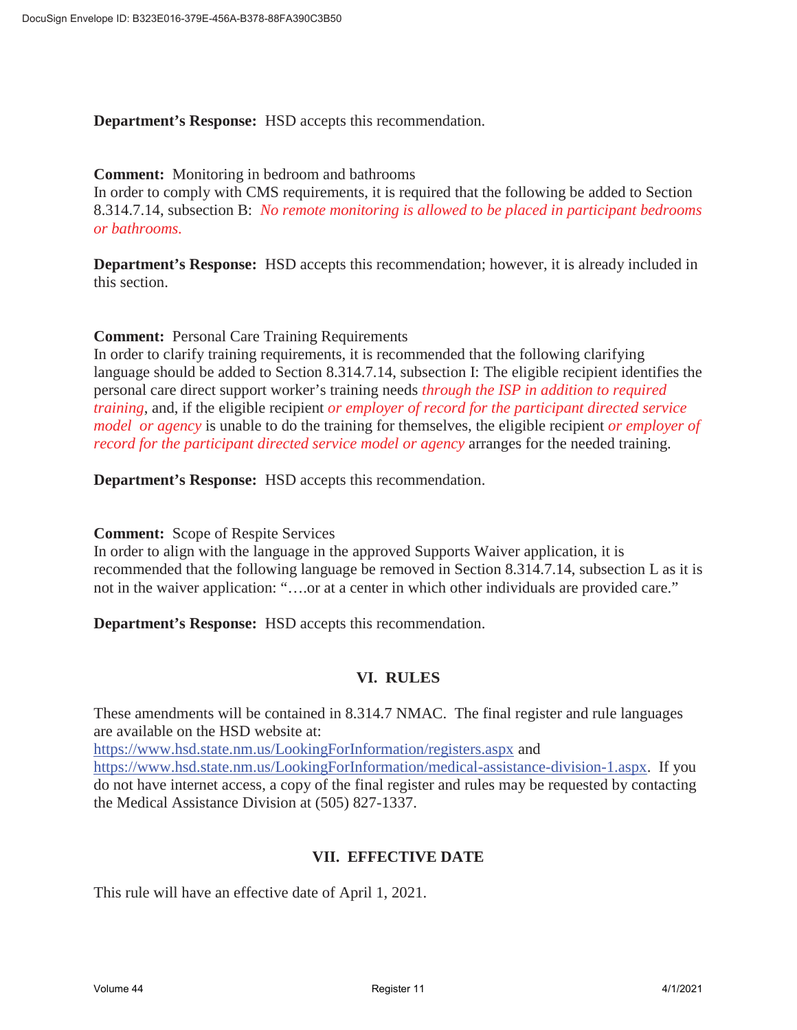**Department's Response:** HSD accepts this recommendation.

**Comment:** Monitoring in bedroom and bathrooms
In order to comply with CMS requirements, it is required that the following be added to Section 8.314.7.14, subsection B: *No remote monitoring is allowed to be placed in participant bedrooms or bathrooms.*

**Department's Response:** HSD accepts this recommendation; however, it is already included in this section.

**Comment:** Personal Care Training Requirements
In order to clarify training requirements, it is recommended that the following clarifying language should be added to Section 8.314.7.14, subsection I: The eligible recipient identifies the personal care direct support worker's training needs *through the ISP in addition to required training*, and, if the eligible recipient *or employer of record for the participant directed service model or agency* is unable to do the training for themselves, the eligible recipient *or employer of record for the participant directed service model or agency* arranges for the needed training.

**Department's Response:** HSD accepts this recommendation.

**Comment:** Scope of Respite Services
In order to align with the language in the approved Supports Waiver application, it is recommended that the following language be removed in Section 8.314.7.14, subsection L as it is not in the waiver application: "….or at a center in which other individuals are provided care."

**Department's Response:** HSD accepts this recommendation.

## VI. RULES

These amendments will be contained in 8.314.7 NMAC. The final register and rule languages are available on the HSD website at:
https://www.hsd.state.nm.us/LookingForInformation/registers.aspx and
https://www.hsd.state.nm.us/LookingForInformation/medical-assistance-division-1.aspx. If you do not have internet access, a copy of the final register and rules may be requested by contacting the Medical Assistance Division at (505) 827-1337.

## VII. EFFECTIVE DATE

This rule will have an effective date of April 1, 2021.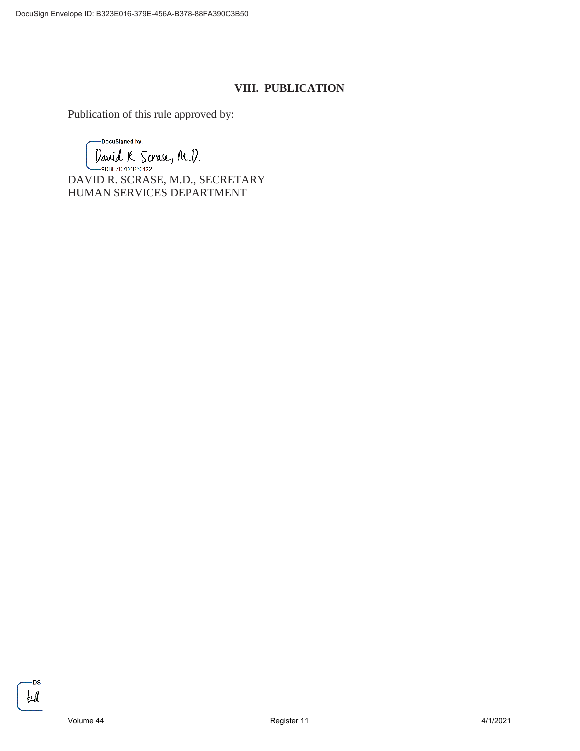## VIII. PUBLICATION

Publication of this rule approved by:

DocuSigned by:
David R. Scrase, M.D.
9DBE7D7D1B53422...

DAVID R. SCRASE, M.D., SECRETARY
HUMAN SERVICES DEPARTMENT